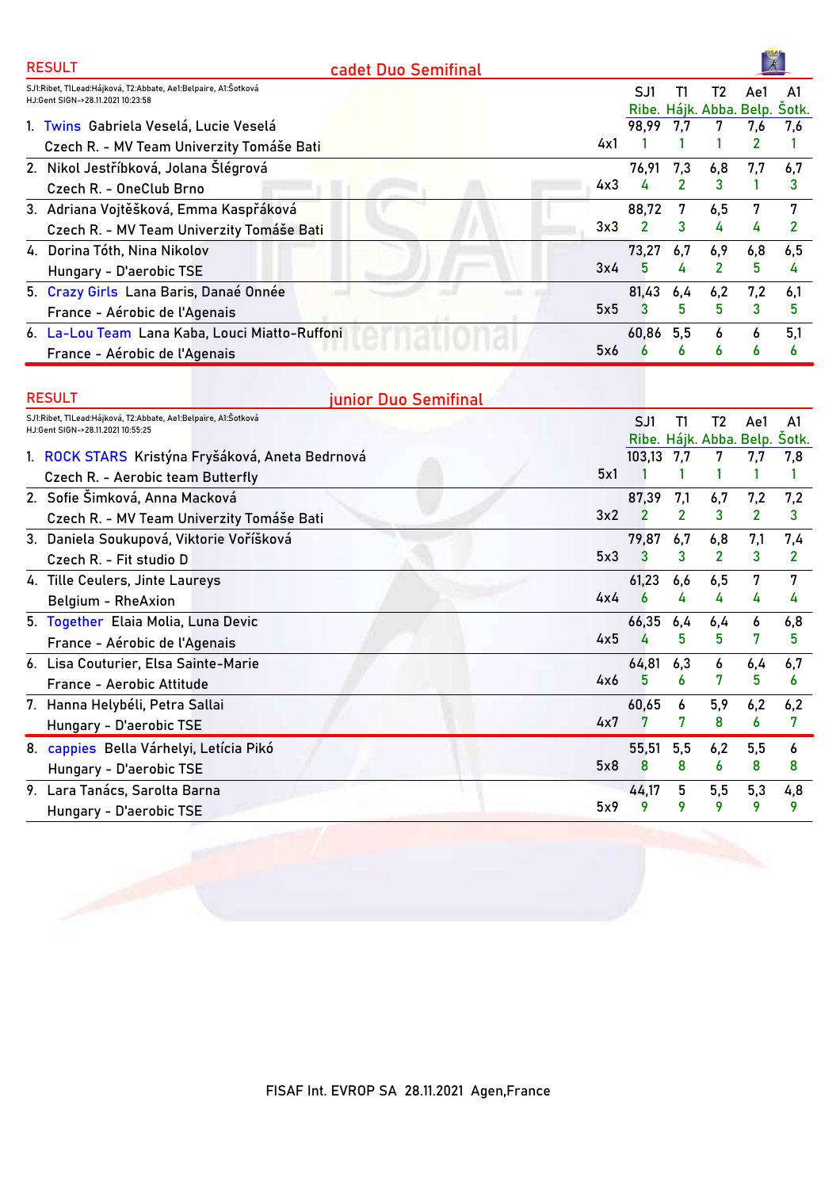## RESULT — cadet Duo Semifinal

SJ1:Ribet, T1Lead:Hájková, T2:Abbate, Ae1:Belpaire, A1:Šotková
HJ:Gent SIGN->28.11.2021 10:23:58

| # | Name | Club | | SJ1 Ribe. | T1 Hájk. | T2 Abba. | Ae1 Belp. | A1 Šotk. |
|---|---|---|---|---|---|---|---|---|
| 1. | Twins Gabriela Veselá, Lucie Veselá | Czech R. - MV Team Univerzity Tomáše Bati | 4x1 | 98,99 / 1 | 7,7 / 1 | 7 / 1 | 7,6 / 2 | 7,6 / 1 |
| 2. | Nikol Jestříbková, Jolana Šlégrová | Czech R. - OneClub Brno | 4x3 | 76,91 / 4 | 7,3 / 2 | 6,8 / 3 | 7,7 / 1 | 6,7 / 3 |
| 3. | Adriana Vojtěšková, Emma Kaspřáková | Czech R. - MV Team Univerzity Tomáše Bati | 3x3 | 88,72 / 2 | 7 / 3 | 6,5 / 4 | 7 / 4 | 7 / 2 |
| 4. | Dorina Tóth, Nina Nikolov | Hungary - D'aerobic TSE | 3x4 | 73,27 / 5 | 6,7 / 4 | 6,9 / 2 | 6,8 / 5 | 6,5 / 4 |
| 5. | Crazy Girls Lana Baris, Danaé Onnée | France - Aérobic de l'Agenais | 5x5 | 81,43 / 3 | 6,4 / 5 | 6,2 / 5 | 7,2 / 3 | 6,1 / 5 |
| 6. | La-Lou Team Lana Kaba, Louci Miatto-Ruffoni | France - Aérobic de l'Agenais | 5x6 | 60,86 / 6 | 5,5 / 6 | 6 / 6 | 6 / 6 | 5,1 / 6 |

## RESULT — junior Duo Semifinal

SJ1:Ribet, T1Lead:Hájková, T2:Abbate, Ae1:Belpaire, A1:Šotková
HJ:Gent SIGN->28.11.2021 10:55:25

| # | Name | Club | | SJ1 Ribe. | T1 Hájk. | T2 Abba. | Ae1 Belp. | A1 Šotk. |
|---|---|---|---|---|---|---|---|---|
| 1. | ROCK STARS Kristýna Fryšáková, Aneta Bednrová | Czech R. - Aerobic team Butterfly | 5x1 | 103,13 / 1 | 7,7 / 1 | 7 / 1 | 7,7 / 1 | 7,8 / 1 |
| 2. | Sofie Šimková, Anna Macková | Czech R. - MV Team Univerzity Tomáše Bati | 3x2 | 87,39 / 2 | 7,1 / 2 | 6,7 / 3 | 7,2 / 2 | 7,2 / 3 |
| 3. | Daniela Soukupová, Viktorie Voříšková | Czech R. - Fit studio D | 5x3 | 79,87 / 3 | 6,7 / 3 | 6,8 / 2 | 7,1 / 3 | 7,4 / 2 |
| 4. | Tille Ceulers, Jinte Laureys | Belgium - RheAxion | 4x4 | 61,23 / 6 | 6,6 / 4 | 6,5 / 4 | 7 / 4 | 7 / 4 |
| 5. | Together Elaia Molia, Luna Devic | France - Aérobic de l'Agenais | 4x5 | 66,35 / 4 | 6,4 / 5 | 6,4 / 5 | 6 / 7 | 6,8 / 5 |
| 6. | Lisa Couturier, Elsa Sainte-Marie | France - Aerobic Attitude | 4x6 | 64,81 / 5 | 6,3 / 6 | 6 / 7 | 6,4 / 5 | 6,7 / 6 |
| 7. | Hanna Helybéli, Petra Sallai | Hungary - D'aerobic TSE | 4x7 | 60,65 / 7 | 6 / 7 | 5,9 / 8 | 6,2 / 6 | 6,2 / 7 |
| 8. | cappies Bella Várhelyi, Letícia Pikó | Hungary - D'aerobic TSE | 5x8 | 55,51 / 8 | 5,5 / 8 | 6,2 / 6 | 5,5 / 8 | 6 / 8 |
| 9. | Lara Tanács, Sarolta Barna | Hungary - D'aerobic TSE | 5x9 | 44,17 / 9 | 5 / 9 | 5,5 / 9 | 5,3 / 9 | 4,8 / 9 |

FISAF Int. EVROP SA 28.11.2021 Agen,France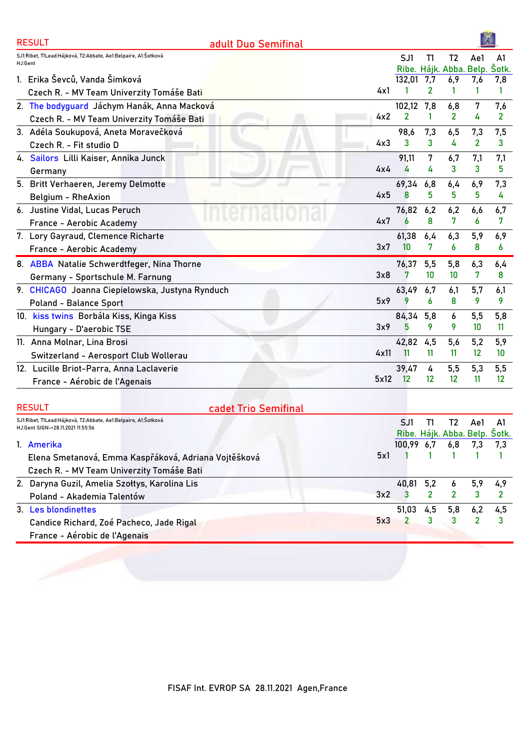## RESULT — adult Duo Semifinal

SJ1:Ribet, T1Lead:Hájková, T2:Abbate, Ae1:Belpaire, A1:Šotková
HJ:Gent

| | Name | | SJ1 Ribe. | T1 Hájk. | T2 Abba. | Ae1 Belp. | A1 Šotk. |
|---|---|---|---|---|---|---|---|
| 1. | Erika Ševců, Vanda Šimková<br>Czech R. - MV Team Univerzity Tomáše Bati | 4x1 | 132,01<br>1 | 7,7<br>2 | 6,9<br>1 | 7,6<br>1 | 7,8<br>1 |
| 2. | The bodyguard Jáchym Hanák, Anna Macková<br>Czech R. - MV Team Univerzity Tomáše Bati | 4x2 | 102,12<br>2 | 7,8<br>1 | 6,8<br>2 | 7<br>4 | 7,6<br>2 |
| 3. | Adéla Soukupová, Aneta Moravečková<br>Czech R. - Fit studio D | 4x3 | 98,6<br>3 | 7,3<br>3 | 6,5<br>4 | 7,3<br>2 | 7,5<br>3 |
| 4. | Sailors Lilli Kaiser, Annika Junck<br>Germany | 4x4 | 91,11<br>4 | 7<br>4 | 6,7<br>3 | 7,1<br>3 | 7,1<br>5 |
| 5. | Britt Verhaeren, Jeremy Delmotte<br>Belgium - RheAxion | 4x5 | 69,34<br>8 | 6,8<br>5 | 6,4<br>5 | 6,9<br>5 | 7,3<br>4 |
| 6. | Justine Vidal, Lucas Peruch<br>France - Aerobic Academy | 4x7 | 76,82<br>6 | 6,2<br>8 | 6,2<br>7 | 6,6<br>6 | 6,7<br>7 |
| 7. | Lory Gayraud, Clemence Richarte<br>France - Aerobic Academy | 3x7 | 61,38<br>10 | 6,4<br>7 | 6,3<br>6 | 5,9<br>8 | 6,9<br>6 |
| 8. | ABBA Natalie Schwerdtfeger, Nina Thorne<br>Germany - Sportschule M. Farnung | 3x8 | 76,37<br>7 | 5,5<br>10 | 5,8<br>10 | 6,3<br>7 | 6,4<br>8 |
| 9. | CHICAGO Joanna Ciepielowska, Justyna Rynduch<br>Poland - Balance Sport | 5x9 | 63,49<br>9 | 6,7<br>6 | 6,1<br>8 | 5,7<br>9 | 6,1<br>9 |
| 10. | kiss twins Borbála Kiss, Kinga Kiss<br>Hungary - D'aerobic TSE | 3x9 | 84,34<br>5 | 5,8<br>9 | 6<br>9 | 5,5<br>10 | 5,8<br>11 |
| 11. | Anna Molnar, Lina Brosi<br>Switzerland - Aerosport Club Wollerau | 4x11 | 42,82<br>11 | 4,5<br>11 | 5,6<br>11 | 5,2<br>12 | 5,9<br>10 |
| 12. | Lucille Briot-Parra, Anna Laclaverie<br>France - Aérobic de l'Agenais | 5x12 | 39,47<br>12 | 4<br>12 | 5,5<br>12 | 5,3<br>11 | 5,5<br>12 |

## RESULT — cadet Trio Semifinal

SJ1:Ribet, T1Lead:Hájková, T2:Abbate, Ae1:Belpaire, A1:Šotková
HJ:Gent SIGN-->28.11.2021 11:55:56

| | Name | | SJ1 Ribe. | T1 Hájk. | T2 Abba. | Ae1 Belp. | A1 Šotk. |
|---|---|---|---|---|---|---|---|
| 1. | Amerika<br>Elena Smetanová, Emma Kaspřáková, Adriana Vojtěšková<br>Czech R. - MV Team Univerzity Tomáše Bati | 5x1 | 100,99<br>1 | 6,7<br>1 | 6,8<br>1 | 7,3<br>1 | 7,3<br>1 |
| 2. | Daryna Guzil, Amelia Szołtys, Karolina Lis<br>Poland - Akademia Talentów | 3x2 | 40,81<br>3 | 5,2<br>2 | 6<br>2 | 5,9<br>3 | 4,9<br>2 |
| 3. | Les blondinettes<br>Candice Richard, Zoé Pacheco, Jade Rigal<br>France - Aérobic de l'Agenais | 5x3 | 51,03<br>2 | 4,5<br>3 | 5,8<br>3 | 6,2<br>2 | 4,5<br>3 |

FISAF Int. EVROP SA 28.11.2021 Agen,France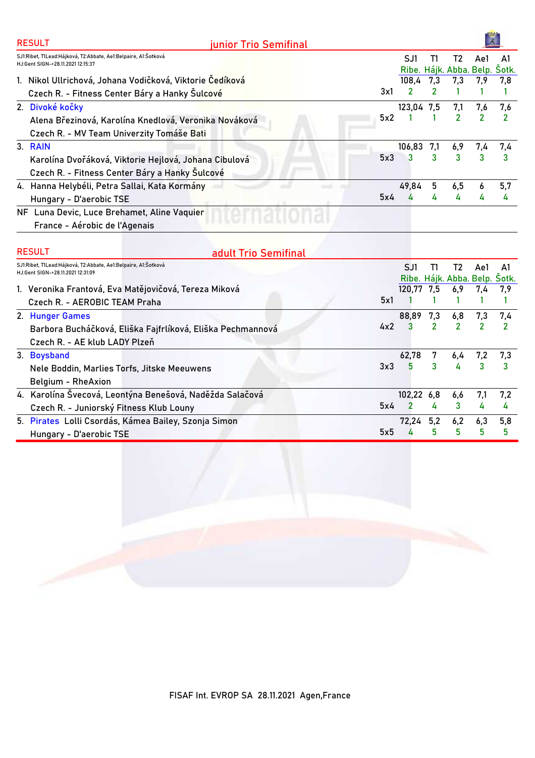## RESULT — junior Trio Semifinal

SJ1:Ribet, T1Lead:Hájková, T2:Abbate, Ae1:Belpaire, A1:Šotková
HJ:Gent SIGN->28.11.2021 12:15:37

| Rank | Team | Pl. | SJ1 Ribe. | T1 Hájk. | T2 Abba. | Ae1 Belp. | A1 Šotk. |
|---|---|---|---|---|---|---|---|
| 1. | Nikol Ullrichová, Johana Vodičková, Viktorie Čedíková<br>Czech R. - Fitness Center Báry a Hanky Šulcové | 3x1 | 108,4<br>2 | 7,3<br>2 | 7,3<br>1 | 7,9<br>1 | 7,8<br>1 |
| 2. | Divoké kočky<br>Alena Březinová, Karolína Knedlová, Veronika Nováková<br>Czech R. - MV Team Univerzity Tomáše Bati | 5x2 | 123,04<br>1 | 7,5<br>1 | 7,1<br>2 | 7,6<br>2 | 7,6<br>2 |
| 3. | RAIN<br>Karolína Dvořáková, Viktorie Hejlová, Johana Cibulová<br>Czech R. - Fitness Center Báry a Hanky Šulcové | 5x3 | 106,83<br>3 | 7,1<br>3 | 6,9<br>3 | 7,4<br>3 | 7,4<br>3 |
| 4. | Hanna Helybéli, Petra Sallai, Kata Kormány<br>Hungary - D'aerobic TSE | 5x4 | 49,84<br>4 | 5<br>4 | 6,5<br>4 | 6<br>4 | 5,7<br>4 |
| NF | Luna Devic, Luce Brehamet, Aline Vaquier<br>France - Aérobic de l'Agenais | | | | | | |

## RESULT — adult Trio Semifinal

SJ1:Ribet, T1Lead:Hájková, T2:Abbate, Ae1:Belpaire, A1:Šotková
HJ:Gent SIGN->28.11.2021 12:31:09

| Rank | Team | Pl. | SJ1 Ribe. | T1 Hájk. | T2 Abba. | Ae1 Belp. | A1 Šotk. |
|---|---|---|---|---|---|---|---|
| 1. | Veronika Frantová, Eva Matějovičová, Tereza Miková<br>Czech R. - AEROBIC TEAM Praha | 5x1 | 120,77<br>1 | 7,5<br>1 | 6,9<br>1 | 7,4<br>1 | 7,9<br>1 |
| 2. | Hunger Games<br>Barbora Bucháčková, Eliška Fajfrlíková, Eliška Pechmannová<br>Czech R. - AE klub LADY Plzeň | 4x2 | 88,89<br>3 | 7,3<br>2 | 6,8<br>2 | 7,3<br>2 | 7,4<br>2 |
| 3. | Boysband<br>Nele Boddin, Marlies Torfs, Jitske Meeuwens<br>Belgium - RheAxion | 3x3 | 62,78<br>5 | 7<br>3 | 6,4<br>4 | 7,2<br>3 | 7,3<br>3 |
| 4. | Karolína Švecová, Leontýna Benešová, Naděžda Salačová<br>Czech R. - Juniorský Fitness Klub Louny | 5x4 | 102,22<br>2 | 6,8<br>4 | 6,6<br>3 | 7,1<br>4 | 7,2<br>4 |
| 5. | Pirates Lolli Csordás, Kámea Bailey, Szonja Simon<br>Hungary - D'aerobic TSE | 5x5 | 72,24<br>4 | 5,2<br>5 | 6,2<br>5 | 6,3<br>5 | 5,8<br>5 |

FISAF Int. EVROP SA 28.11.2021 Agen,France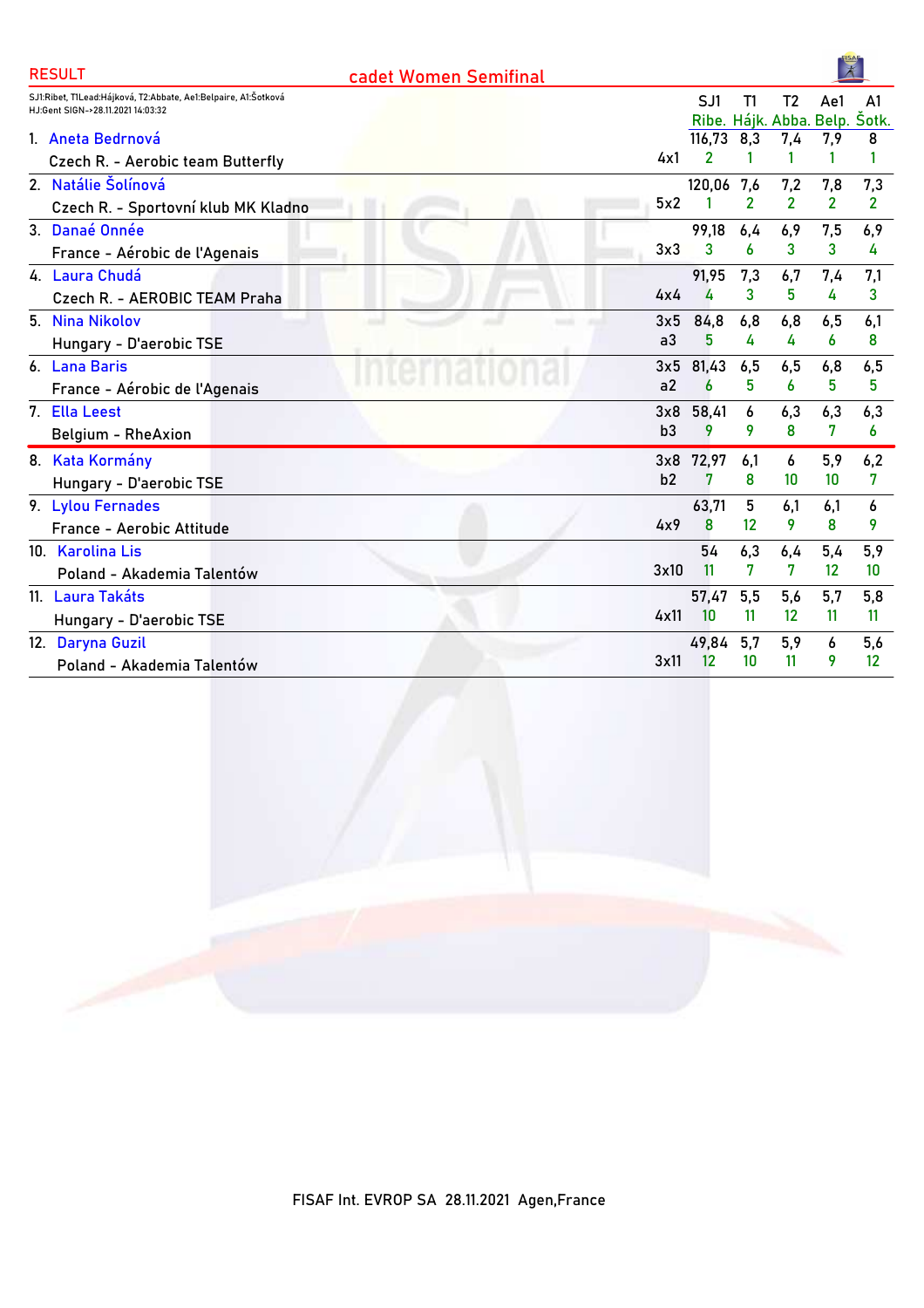RESULT

## cadet Women Semifinal

SJ1:Ribet, T1Lead:Hájková, T2:Abbate, Ae1:Belpaire, A1:Šotková
HJ:Gent SIGN->28.11.2021 14:03:32

| Rank | Name / Club | | SJ1 Ribe. | T1 Hájk. | T2 Abba. | Ae1 Belp. | A1 Šotk. |
|---|---|---|---|---|---|---|---|
| 1. | Aneta Bednrová | | 116,73 | 8,3 | 7,4 | 7,9 | 8 |
| | Czech R. - Aerobic team Butterfly | 4x1 | 2 | 1 | 1 | 1 | 1 |
| 2. | Natálie Šolínová | | 120,06 | 7,6 | 7,2 | 7,8 | 7,3 |
| | Czech R. - Sportovní klub MK Kladno | 5x2 | 1 | 2 | 2 | 2 | 2 |
| 3. | Danaé Onnée | | 99,18 | 6,4 | 6,9 | 7,5 | 6,9 |
| | France - Aérobic de l'Agenais | 3x3 | 3 | 6 | 3 | 3 | 4 |
| 4. | Laura Chudá | | 91,95 | 7,3 | 6,7 | 7,4 | 7,1 |
| | Czech R. - AEROBIC TEAM Praha | 4x4 | 4 | 3 | 5 | 4 | 3 |
| 5. | Nina Nikolov | 3x5 | 84,8 | 6,8 | 6,8 | 6,5 | 6,1 |
| | Hungary - D'aerobic TSE | a3 | 5 | 4 | 4 | 6 | 8 |
| 6. | Lana Baris | 3x5 | 81,43 | 6,5 | 6,5 | 6,8 | 6,5 |
| | France - Aérobic de l'Agenais | a2 | 6 | 5 | 6 | 5 | 5 |
| 7. | Ella Leest | 3x8 | 58,41 | 6 | 6,3 | 6,3 | 6,3 |
| | Belgium - RheAxion | b3 | 9 | 9 | 8 | 7 | 6 |
| 8. | Kata Kormány | 3x8 | 72,97 | 6,1 | 6 | 5,9 | 6,2 |
| | Hungary - D'aerobic TSE | b2 | 7 | 8 | 10 | 10 | 7 |
| 9. | Lylou Fernades | | 63,71 | 5 | 6,1 | 6,1 | 6 |
| | France - Aerobic Attitude | 4x9 | 8 | 12 | 9 | 8 | 9 |
| 10. | Karolina Lis | | 54 | 6,3 | 6,4 | 5,4 | 5,9 |
| | Poland - Akademia Talentów | 3x10 | 11 | 7 | 7 | 12 | 10 |
| 11. | Laura Takáts | | 57,47 | 5,5 | 5,6 | 5,7 | 5,8 |
| | Hungary - D'aerobic TSE | 4x11 | 10 | 11 | 12 | 11 | 11 |
| 12. | Daryna Guzil | | 49,84 | 5,7 | 5,9 | 6 | 5,6 |
| | Poland - Akademia Talentów | 3x11 | 12 | 10 | 11 | 9 | 12 |

FISAF Int. EVROP SA 28.11.2021 Agen,France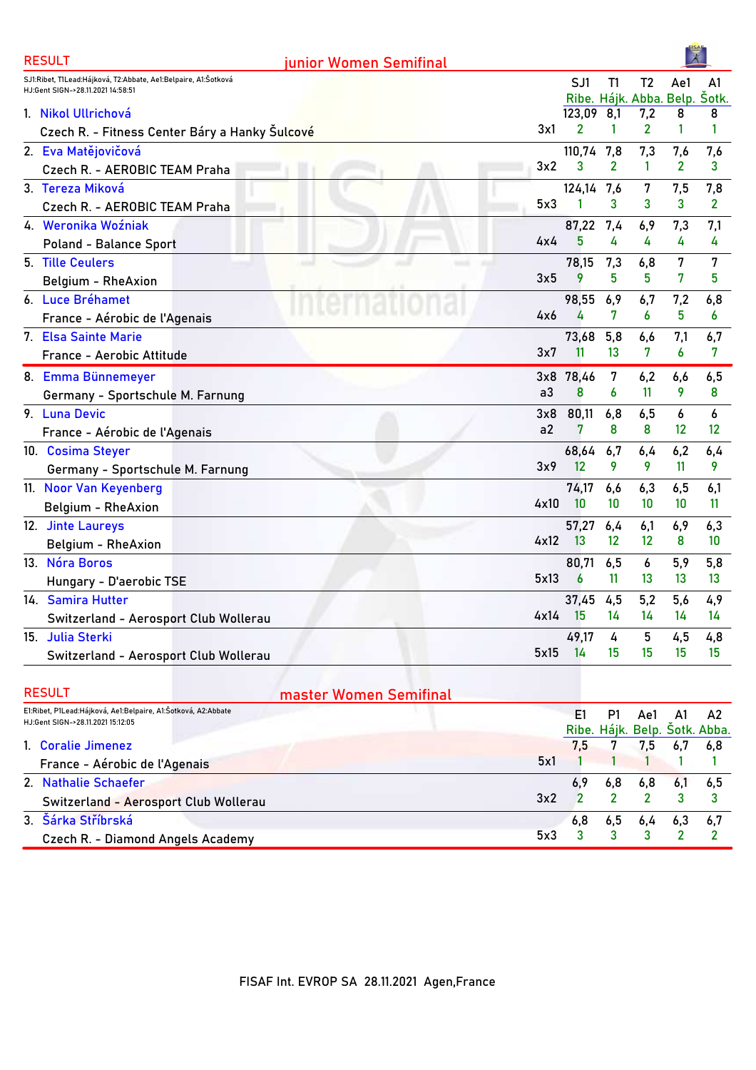## RESULT — junior Women Semifinal

SJ1:Ribet, T1Lead:Hájková, T2:Abbate, Ae1:Belpaire, A1:Šotková
HJ:Gent SIGN->28.11.2021 14:58:51

| Rank | Name / Club | | SJ1 Ribe. | T1 Hájk. | T2 Abba. | Ae1 Belp. | A1 Šotk. |
|---|---|---|---|---|---|---|---|
| 1. | Nikol Ullrichová<br>Czech R. - Fitness Center Báry a Hanky Šulcové | 3x1 | 123,09<br>2 | 8,1<br>1 | 7,2<br>2 | 8<br>1 | 8<br>1 |
| 2. | Eva Matějovičová<br>Czech R. - AEROBIC TEAM Praha | 3x2 | 110,74<br>3 | 7,8<br>2 | 7,3<br>1 | 7,6<br>2 | 7,6<br>3 |
| 3. | Tereza Miková<br>Czech R. - AEROBIC TEAM Praha | 5x3 | 124,14<br>1 | 7,6<br>3 | 7<br>3 | 7,5<br>3 | 7,8<br>2 |
| 4. | Weronika Woźniak<br>Poland - Balance Sport | 4x4 | 87,22<br>5 | 7,4<br>4 | 6,9<br>4 | 7,3<br>4 | 7,1<br>4 |
| 5. | Tille Ceulers<br>Belgium - RheAxion | 3x5 | 78,15<br>9 | 7,3<br>5 | 6,8<br>5 | 7<br>7 | 7<br>5 |
| 6. | Luce Bréhamet<br>France - Aérobic de l'Agenais | 4x6 | 98,55<br>4 | 6,9<br>7 | 6,7<br>6 | 7,2<br>5 | 6,8<br>6 |
| 7. | Elsa Sainte Marie<br>France - Aerobic Attitude | 3x7 | 73,68<br>11 | 5,8<br>13 | 6,6<br>7 | 7,1<br>6 | 6,7<br>7 |
| 8. | Emma Bünnemeyer<br>Germany - Sportschule M. Farnung | 3x8<br>a3 | 78,46<br>8 | 7<br>6 | 6,2<br>11 | 6,6<br>9 | 6,5<br>8 |
| 9. | Luna Devic<br>France - Aérobic de l'Agenais | 3x8<br>a2 | 80,11<br>7 | 6,8<br>8 | 6,5<br>8 | 6<br>12 | 6<br>12 |
| 10. | Cosima Steyer<br>Germany - Sportschule M. Farnung | 3x9 | 68,64<br>12 | 6,7<br>9 | 6,4<br>9 | 6,2<br>11 | 6,4<br>9 |
| 11. | Noor Van Keyenberg<br>Belgium - RheAxion | 4x10 | 74,17<br>10 | 6,6<br>10 | 6,3<br>10 | 6,5<br>10 | 6,1<br>11 |
| 12. | Jinte Laureys<br>Belgium - RheAxion | 4x12 | 57,27<br>13 | 6,4<br>12 | 6,1<br>12 | 6,9<br>8 | 6,3<br>10 |
| 13. | Nóra Boros<br>Hungary - D'aerobic TSE | 5x13 | 80,71<br>6 | 6,5<br>11 | 6<br>13 | 5,9<br>13 | 5,8<br>13 |
| 14. | Samira Hutter<br>Switzerland - Aerosport Club Wollerau | 4x14 | 37,45<br>15 | 4,5<br>14 | 5,2<br>14 | 5,6<br>14 | 4,9<br>14 |
| 15. | Julia Sterki<br>Switzerland - Aerosport Club Wollerau | 5x15 | 49,17<br>14 | 4<br>15 | 5<br>15 | 4,5<br>15 | 4,8<br>15 |

## RESULT — master Women Semifinal

E1:Ribet, P1Lead:Hájková, Ae1:Belpaire, A1:Šotková, A2:Abbate
HJ:Gent SIGN->28.11.2021 15:12:05

| Rank | Name / Club | | E1 Ribe. | P1 Hájk. | Ae1 Belp. | A1 Šotk. | A2 Abba. |
|---|---|---|---|---|---|---|---|
| 1. | Coralie Jimenez<br>France - Aérobic de l'Agenais | 5x1 | 7,5<br>1 | 7<br>1 | 7,5<br>1 | 6,7<br>1 | 6,8<br>1 |
| 2. | Nathalie Schaefer<br>Switzerland - Aerosport Club Wollerau | 3x2 | 6,9<br>2 | 6,8<br>2 | 6,8<br>2 | 6,1<br>3 | 6,5<br>3 |
| 3. | Šárka Stříbrská<br>Czech R. - Diamond Angels Academy | 5x3 | 6,8<br>3 | 6,5<br>3 | 6,4<br>3 | 6,3<br>2 | 6,7<br>2 |

FISAF Int. EVROP SA 28.11.2021 Agen,France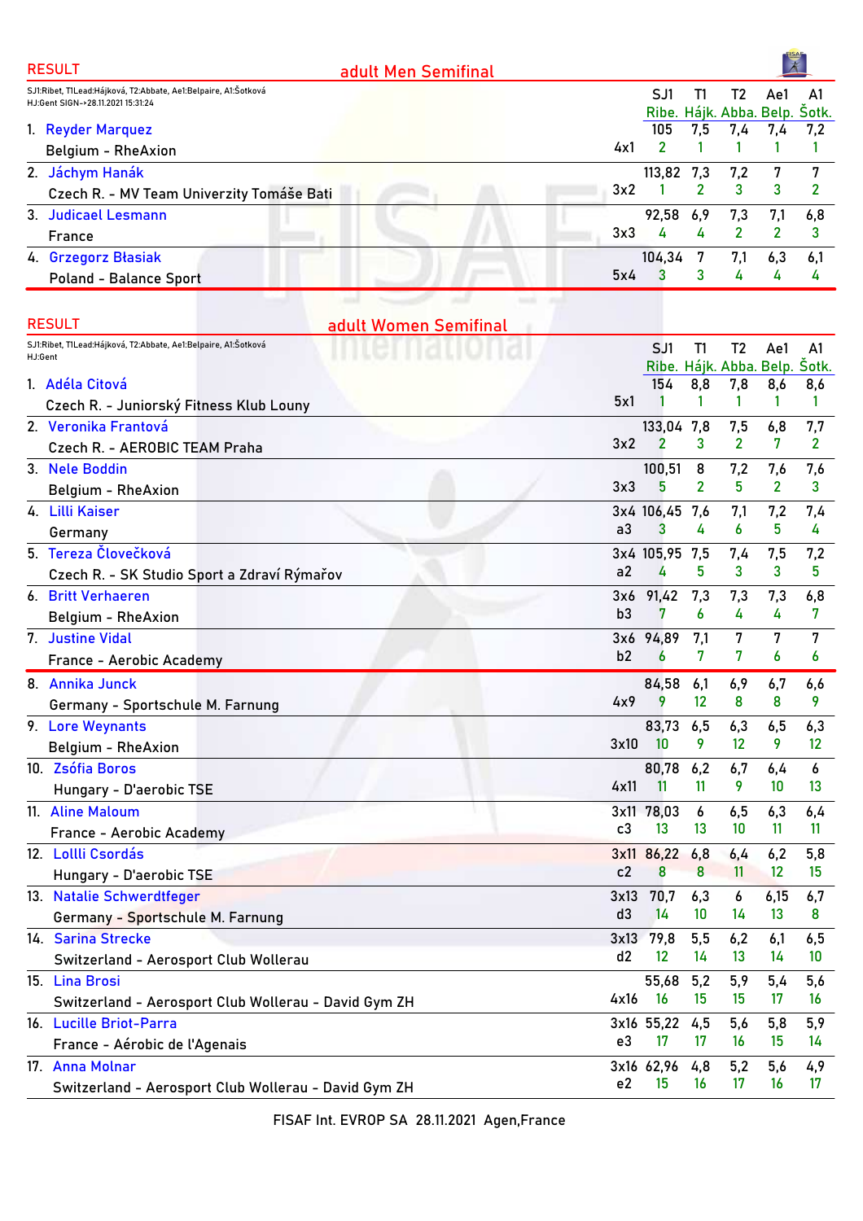RESULT **adult Men Semifinal**

SJ1:Ribet, T1Lead:Hájková, T2:Abbate, Ae1:Belpaire, A1:Šotková
HJ:Gent SIGN->28.11.2021 15:31:24

| | | | SJ1 Ribe. | T1 Hájk. | T2 Abba. | Ae1 Belp. | A1 Šotk. |
|---|---|---|---|---|---|---|---|
| 1. | Reyder Marquez<br>Belgium - RheAxion | 4x1 | 105<br>2 | 7,5<br>1 | 7,4<br>1 | 7,4<br>1 | 7,2<br>1 |
| 2. | Jáchym Hanák<br>Czech R. - MV Team Univerzity Tomáše Bati | 3x2 | 113,82<br>1 | 7,3<br>2 | 7,2<br>3 | 7<br>3 | 7<br>2 |
| 3. | Judicael Lesmann<br>France | 3x3 | 92,58<br>4 | 6,9<br>4 | 7,3<br>2 | 7,1<br>2 | 6,8<br>3 |
| 4. | Grzegorz Błasiak<br>Poland - Balance Sport | 5x4 | 104,34<br>3 | 7<br>3 | 7,1<br>4 | 6,3<br>4 | 6,1<br>4 |

RESULT **adult Women Semifinal**

SJ1:Ribet, T1Lead:Hájková, T2:Abbate, Ae1:Belpaire, A1:Šotková
HJ:Gent

| | | | SJ1 Ribe. | T1 Hájk. | T2 Abba. | Ae1 Belp. | A1 Šotk. |
|---|---|---|---|---|---|---|---|
| 1. | Adéla Citová<br>Czech R. - Juniorský Fitness Klub Louny | 5x1 | 154<br>1 | 8,8<br>1 | 7,8<br>1 | 8,6<br>1 | 8,6<br>1 |
| 2. | Veronika Frantová<br>Czech R. - AEROBIC TEAM Praha | 3x2 | 133,04<br>2 | 7,8<br>3 | 7,5<br>2 | 6,8<br>7 | 7,7<br>2 |
| 3. | Nele Boddin<br>Belgium - RheAxion | 3x3 | 100,51<br>5 | 8<br>2 | 7,2<br>5 | 7,6<br>2 | 7,6<br>3 |
| 4. | Lilli Kaiser<br>Germany | 3x4<br>a3 | 106,45<br>3 | 7,6<br>4 | 7,1<br>6 | 7,2<br>5 | 7,4<br>4 |
| 5. | Tereza Člověčková<br>Czech R. - SK Studio Sport a Zdraví Rýmařov | 3x4<br>a2 | 105,95<br>4 | 7,5<br>5 | 7,4<br>3 | 7,5<br>3 | 7,2<br>5 |
| 6. | Britt Verhaeren<br>Belgium - RheAxion | 3x6<br>b3 | 91,42<br>7 | 7,3<br>6 | 7,3<br>4 | 7,3<br>4 | 6,8<br>7 |
| 7. | Justine Vidal<br>France - Aerobic Academy | 3x6<br>b2 | 94,89<br>6 | 7,1<br>7 | 7<br>7 | 7<br>6 | 7<br>6 |
| 8. | Annika Junck<br>Germany - Sportschule M. Farnung | 4x9 | 84,58<br>9 | 6,1<br>12 | 6,9<br>8 | 6,7<br>8 | 6,6<br>9 |
| 9. | Lore Weynants<br>Belgium - RheAxion | 3x10 | 83,73<br>10 | 6,5<br>9 | 6,3<br>12 | 6,5<br>9 | 6,3<br>12 |
| 10. | Zsófia Boros<br>Hungary - D'aerobic TSE | 4x11 | 80,78<br>11 | 6,2<br>11 | 6,7<br>9 | 6,4<br>10 | 6<br>13 |
| 11. | Aline Maloum<br>France - Aerobic Academy | 3x11<br>c3 | 78,03<br>13 | 6<br>13 | 6,5<br>10 | 6,3<br>11 | 6,4<br>11 |
| 12. | Lollli Csordás<br>Hungary - D'aerobic TSE | 3x11<br>c2 | 86,22<br>8 | 6,8<br>8 | 6,4<br>11 | 6,2<br>12 | 5,8<br>15 |
| 13. | Natalie Schwerdtfeger<br>Germany - Sportschule M. Farnung | 3x13<br>d3 | 70,7<br>14 | 6,3<br>10 | 6<br>14 | 6,15<br>13 | 6,7<br>8 |
| 14. | Sarina Strecke<br>Switzerland - Aerosport Club Wollerau | 3x13<br>d2 | 79,8<br>12 | 5,5<br>14 | 6,2<br>13 | 6,1<br>14 | 6,5<br>10 |
| 15. | Lina Brosi<br>Switzerland - Aerosport Club Wollerau - David Gym ZH | 4x16 | 55,68<br>16 | 5,2<br>15 | 5,9<br>15 | 5,4<br>17 | 5,6<br>16 |
| 16. | Lucille Briot-Parra<br>France - Aérobic de l'Agenais | 3x16<br>e3 | 55,22<br>17 | 4,5<br>17 | 5,6<br>16 | 5,8<br>15 | 5,9<br>14 |
| 17. | Anna Molnar<br>Switzerland - Aerosport Club Wollerau - David Gym ZH | 3x16<br>e2 | 62,96<br>15 | 4,8<br>16 | 5,2<br>17 | 5,6<br>16 | 4,9<br>17 |

FISAF Int. EVROP SA 28.11.2021 Agen,France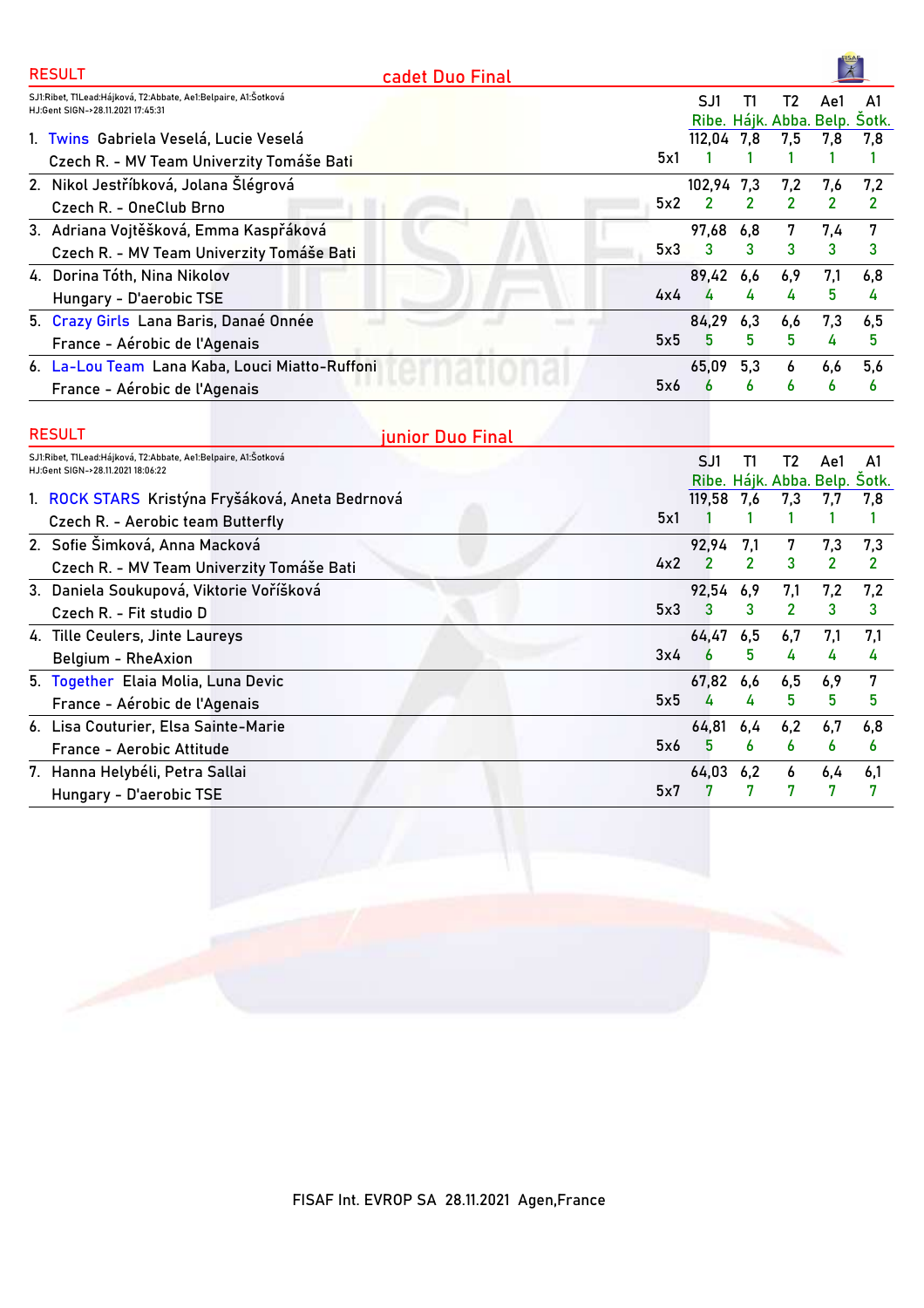## RESULT — cadet Duo Final

SJ1:Ribet, TlLead:Hájková, T2:Abbate, Ae1:Belpaire, A1:Šotková
HJ:Gent SIGN->28.11.2021 17:45:31

| Rank | Team / Competitors | Country - Club | | SJ1 Ribe. | T1 Hájk. | T2 Abba. | Ae1 Belp. | A1 Šotk. |
|---|---|---|---|---|---|---|---|---|
| 1. | Twins Gabriela Veselá, Lucie Veselá | Czech R. - MV Team Univerzity Tomáše Bati | 5x1 | 112,04 / 1 | 7,8 / 1 | 7,5 / 1 | 7,8 / 1 | 7,8 / 1 |
| 2. | Nikol Jestříbková, Jolana Šlégrová | Czech R. - OneClub Brno | 5x2 | 102,94 / 2 | 7,3 / 2 | 7,2 / 2 | 7,6 / 2 | 7,2 / 2 |
| 3. | Adriana Vojtěšková, Emma Kaspřáková | Czech R. - MV Team Univerzity Tomáše Bati | 5x3 | 97,68 / 3 | 6,8 / 3 | 7 / 3 | 7,4 / 3 | 7 / 3 |
| 4. | Dorina Tóth, Nina Nikolov | Hungary - D'aerobic TSE | 4x4 | 89,42 / 4 | 6,6 / 4 | 6,9 / 4 | 7,1 / 5 | 6,8 / 4 |
| 5. | Crazy Girls Lana Baris, Danaé Onnée | France - Aérobic de l'Agenais | 5x5 | 84,29 / 5 | 6,3 / 5 | 6,6 / 5 | 7,3 / 4 | 6,5 / 5 |
| 6. | La-Lou Team Lana Kaba, Louci Miatto-Ruffoni | France - Aérobic de l'Agenais | 5x6 | 65,09 / 6 | 5,3 / 6 | 6 / 6 | 6,6 / 6 | 5,6 / 6 |

## RESULT — junior Duo Final

SJ1:Ribet, TlLead:Hájková, T2:Abbate, Ae1:Belpaire, A1:Šotková
HJ:Gent SIGN->28.11.2021 18:06:22

| Rank | Team / Competitors | Country - Club | | SJ1 Ribe. | T1 Hájk. | T2 Abba. | Ae1 Belp. | A1 Šotk. |
|---|---|---|---|---|---|---|---|---|
| 1. | ROCK STARS Kristýna Fryšáková, Aneta Bednrová | Czech R. - Aerobic team Butterfly | 5x1 | 119,58 / 1 | 7,6 / 1 | 7,3 / 1 | 7,7 / 1 | 7,8 / 1 |
| 2. | Sofie Šimková, Anna Macková | Czech R. - MV Team Univerzity Tomáše Bati | 4x2 | 92,94 / 2 | 7,1 / 2 | 7 / 3 | 7,3 / 2 | 7,3 / 2 |
| 3. | Daniela Soukupová, Viktorie Voříšková | Czech R. - Fit studio D | 5x3 | 92,54 / 3 | 6,9 / 3 | 7,1 / 2 | 7,2 / 3 | 7,2 / 3 |
| 4. | Tille Ceulers, Jinte Laureys | Belgium - RheAxion | 3x4 | 64,47 / 6 | 6,5 / 5 | 6,7 / 4 | 7,1 / 4 | 7,1 / 4 |
| 5. | Together Elaia Molia, Luna Devic | France - Aérobic de l'Agenais | 5x5 | 67,82 / 4 | 6,6 / 4 | 6,5 / 5 | 6,9 / 5 | 7 / 5 |
| 6. | Lisa Couturier, Elsa Sainte-Marie | France - Aerobic Attitude | 5x6 | 64,81 / 5 | 6,4 / 6 | 6,2 / 6 | 6,7 / 6 | 6,8 / 6 |
| 7. | Hanna Helybéli, Petra Sallai | Hungary - D'aerobic TSE | 5x7 | 64,03 / 7 | 6,2 / 7 | 6 / 7 | 6,4 / 7 | 6,1 / 7 |

FISAF Int. EVROP SA 28.11.2021 Agen,France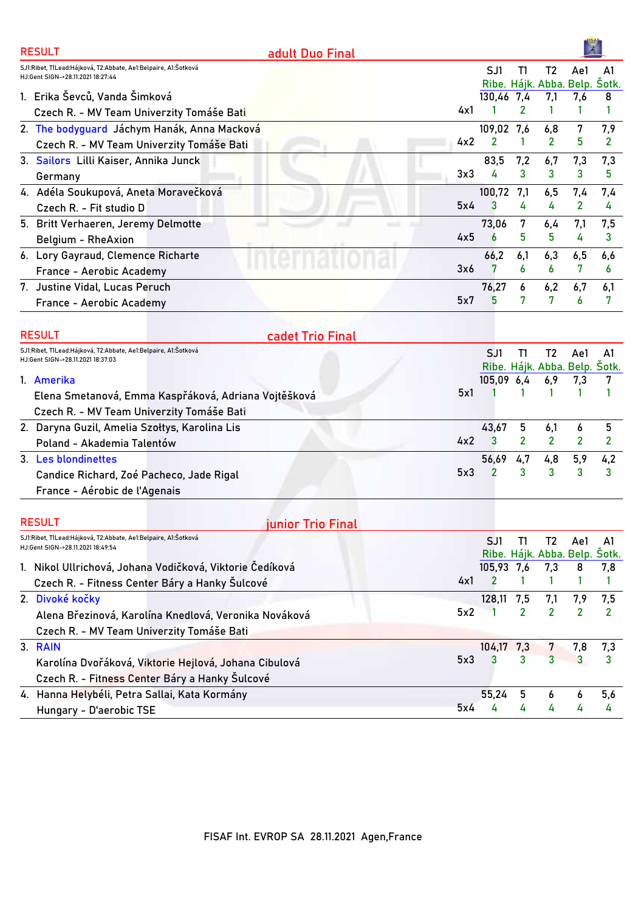## RESULT — adult Duo Final

SJ1:Ribet, T1Lead:Hájková, T2:Abbate, Ae1:Belpaire, A1:Šotková
HJ:Gent SIGN->28.11.2021 18:27:44

| Place | Competitor | | SJ1 Ribe. | T1 Hájk. | T2 Abba. | Ae1 Belp. | A1 Šotk. |
|---|---|---|---|---|---|---|---|
| 1. | Erika Ševců, Vanda Šimková<br>Czech R. - MV Team Univerzity Tomáše Bati | 4x1 | 130,46<br>1 | 7,4<br>2 | 7,1<br>1 | 7,6<br>1 | 8<br>1 |
| 2. | The bodyguard Jáchym Hanák, Anna Macková<br>Czech R. - MV Team Univerzity Tomáše Bati | 4x2 | 109,02<br>2 | 7,6<br>1 | 6,8<br>2 | 7<br>5 | 7,9<br>2 |
| 3. | Sailors Lilli Kaiser, Annika Junck<br>Germany | 3x3 | 83,5<br>4 | 7,2<br>3 | 6,7<br>3 | 7,3<br>3 | 7,3<br>5 |
| 4. | Adéla Soukupová, Aneta Moravečková<br>Czech R. - Fit studio D | 5x4 | 100,72<br>3 | 7,1<br>4 | 6,5<br>4 | 7,4<br>2 | 7,4<br>4 |
| 5. | Britt Verhaeren, Jeremy Delmotte<br>Belgium - RheAxion | 4x5 | 73,06<br>6 | 7<br>5 | 6,4<br>5 | 7,1<br>4 | 7,5<br>3 |
| 6. | Lory Gayraud, Clemence Richarte<br>France - Aerobic Academy | 3x6 | 66,2<br>7 | 6,1<br>6 | 6,3<br>6 | 6,5<br>7 | 6,6<br>6 |
| 7. | Justine Vidal, Lucas Peruch<br>France - Aerobic Academy | 5x7 | 76,27<br>5 | 6<br>7 | 6,2<br>7 | 6,7<br>6 | 6,1<br>7 |

## RESULT — cadet Trio Final

SJ1:Ribet, T1Lead:Hájková, T2:Abbate, Ae1:Belpaire, A1:Šotková
HJ:Gent SIGN->28.11.2021 18:37:03

| Place | Competitor | | SJ1 Ribe. | T1 Hájk. | T2 Abba. | Ae1 Belp. | A1 Šotk. |
|---|---|---|---|---|---|---|---|
| 1. | Amerika<br>Elena Smetanová, Emma Kaspřáková, Adriana Vojtěšková<br>Czech R. - MV Team Univerzity Tomáše Bati | 5x1 | 105,09<br>1 | 6,4<br>1 | 6,9<br>1 | 7,3<br>1 | 7<br>1 |
| 2. | Daryna Guzil, Amelia Szołtys, Karolina Lis<br>Poland - Akademia Talentów | 4x2 | 43,67<br>3 | 5<br>2 | 6,1<br>2 | 6<br>2 | 5<br>2 |
| 3. | Les blondinettes<br>Candice Richard, Zoé Pacheco, Jade Rigal<br>France - Aérobic de l'Agenais | 5x3 | 56,69<br>2 | 4,7<br>3 | 4,8<br>3 | 5,9<br>3 | 4,2<br>3 |

## RESULT — junior Trio Final

SJ1:Ribet, T1Lead:Hájková, T2:Abbate, Ae1:Belpaire, A1:Šotková
HJ:Gent SIGN->28.11.2021 18:49:54

| Place | Competitor | | SJ1 Ribe. | T1 Hájk. | T2 Abba. | Ae1 Belp. | A1 Šotk. |
|---|---|---|---|---|---|---|---|
| 1. | Nikol Ullrichová, Johana Vodičková, Viktorie Čedíková<br>Czech R. - Fitness Center Báry a Hanky Šulcové | 4x1 | 105,93<br>2 | 7,6<br>1 | 7,3<br>1 | 8<br>1 | 7,8<br>1 |
| 2. | Divoké kočky<br>Alena Březinová, Karolína Knedlová, Veronika Nováková<br>Czech R. - MV Team Univerzity Tomáše Bati | 5x2 | 128,11<br>1 | 7,5<br>2 | 7,1<br>2 | 7,9<br>2 | 7,5<br>2 |
| 3. | RAIN<br>Karolína Dvořáková, Viktorie Hejlová, Johana Cibulová<br>Czech R. - Fitness Center Báry a Hanky Šulcové | 5x3 | 104,17<br>3 | 7,3<br>3 | 7<br>3 | 7,8<br>3 | 7,3<br>3 |
| 4. | Hanna Helybéli, Petra Sallai, Kata Kormány<br>Hungary - D'aerobic TSE | 5x4 | 55,24<br>4 | 5<br>4 | 6<br>4 | 6<br>4 | 5,6<br>4 |

FISAF Int. EVROP SA 28.11.2021 Agen,France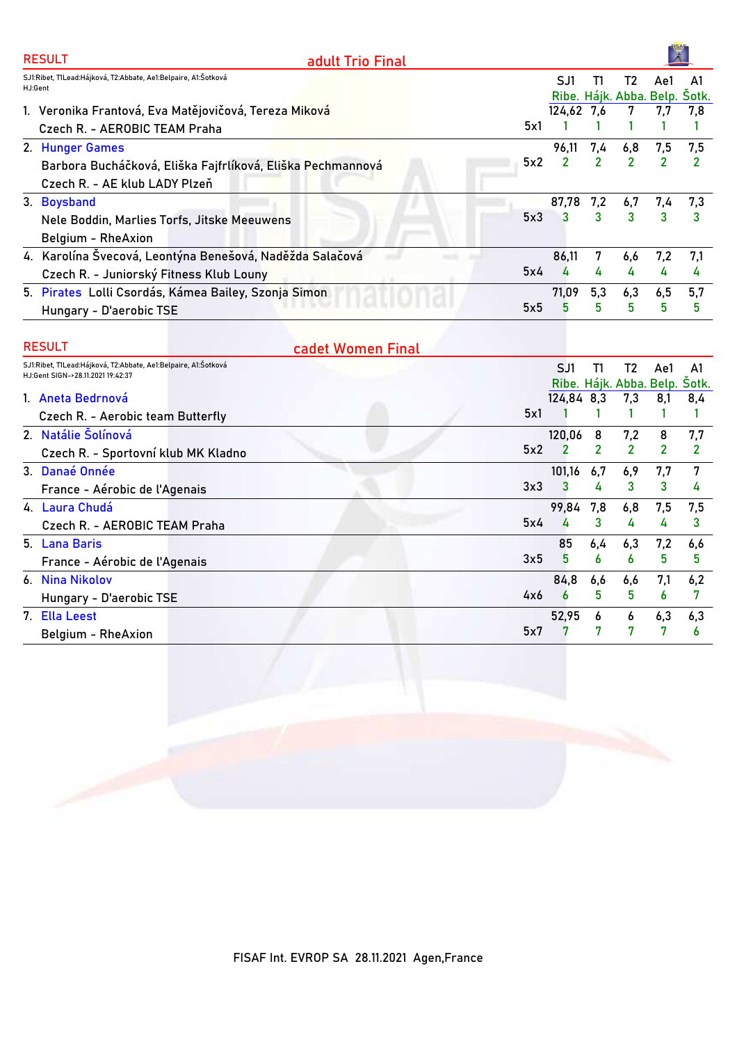## RESULT — adult Trio Final

SJ1:Ribet, T1Lead:Hájková, T2:Abbate, Ae1:Belpaire, A1:Šotková
HJ:Gent

| | Competitors | | SJ1 Ribe. | T1 Hájk. | T2 Abba. | Ae1 Belp. | A1 Šotk. |
|---|---|---|---|---|---|---|---|
| 1. | Veronika Frantová, Eva Matějovičová, Tereza Miková<br>Czech R. - AEROBIC TEAM Praha | 5x1 | 124,62<br>1 | 7,6<br>1 | 7<br>1 | 7,7<br>1 | 7,8<br>1 |
| 2. | Hunger Games<br>Barbora Bucháčková, Eliška Fajfrlíková, Eliška Pechmannová<br>Czech R. - AE klub LADY Plzeň | 5x2 | 96,11<br>2 | 7,4<br>2 | 6,8<br>2 | 7,5<br>2 | 7,5<br>2 |
| 3. | Boysband<br>Nele Boddin, Marlies Torfs, Jitske Meeuwens<br>Belgium - RheAxion | 5x3 | 87,78<br>3 | 7,2<br>3 | 6,7<br>3 | 7,4<br>3 | 7,3<br>3 |
| 4. | Karolína Švecová, Leontýna Benešová, Naděžda Salačová<br>Czech R. - Juniorský Fitness Klub Louny | 5x4 | 86,11<br>4 | 7<br>4 | 6,6<br>4 | 7,2<br>4 | 7,1<br>4 |
| 5. | Pirates Lolli Csordás, Kámea Bailey, Szonja Simon<br>Hungary - D'aerobic TSE | 5x5 | 71,09<br>5 | 5,3<br>5 | 6,3<br>5 | 6,5<br>5 | 5,7<br>5 |

## RESULT — cadet Women Final

SJ1:Ribet, T1Lead:Hájková, T2:Abbate, Ae1:Belpaire, A1:Šotková
HJ:Gent SIGN-->28.11.2021 19:42:37

| | Competitors | | SJ1 Ribe. | T1 Hájk. | T2 Abba. | Ae1 Belp. | A1 Šotk. |
|---|---|---|---|---|---|---|---|
| 1. | Aneta Bedrnová<br>Czech R. - Aerobic team Butterfly | 5x1 | 124,84<br>1 | 8,3<br>1 | 7,3<br>1 | 8,1<br>1 | 8,4<br>1 |
| 2. | Natálie Šolínová<br>Czech R. - Sportovní klub MK Kladno | 5x2 | 120,06<br>2 | 8<br>2 | 7,2<br>2 | 8<br>2 | 7,7<br>2 |
| 3. | Danaé Onnée<br>France - Aérobic de l'Agenais | 3x3 | 101,16<br>3 | 6,7<br>4 | 6,9<br>3 | 7,7<br>3 | 7<br>4 |
| 4. | Laura Chudá<br>Czech R. - AEROBIC TEAM Praha | 5x4 | 99,84<br>4 | 7,8<br>3 | 6,8<br>4 | 7,5<br>4 | 7,5<br>3 |
| 5. | Lana Baris<br>France - Aérobic de l'Agenais | 3x5 | 85<br>5 | 6,4<br>6 | 6,3<br>6 | 7,2<br>5 | 6,6<br>5 |
| 6. | Nina Nikolov<br>Hungary - D'aerobic TSE | 4x6 | 84,8<br>6 | 6,6<br>5 | 6,6<br>5 | 7,1<br>6 | 6,2<br>7 |
| 7. | Ella Leest<br>Belgium - RheAxion | 5x7 | 52,95<br>7 | 6<br>7 | 6<br>7 | 6,3<br>7 | 6,3<br>6 |

FISAF Int. EVROP SA 28.11.2021 Agen,France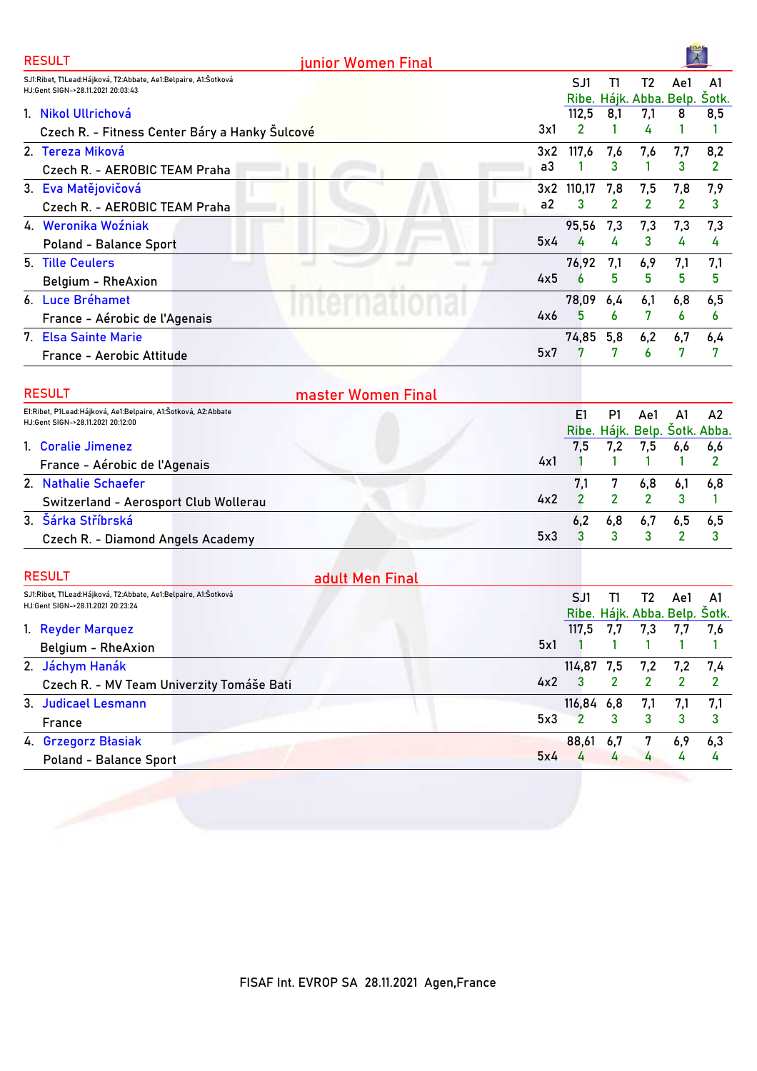## RESULT — junior Women Final

SJ1:Ribet, T1Lead:Hájková, T2:Abbate, Ae1:Belpaire, A1:Šotková
HJ:Gent SIGN->28.11.2021 20:03:43

| Rank | Name / Club | | SJ1 Ribe. | T1 Hájk. | T2 Abba. | Ae1 Belp. | A1 Šotk. |
|---|---|---|---|---|---|---|---|
| 1. | Nikol Ullrichová<br>Czech R. - Fitness Center Báry a Hanky Šulcové | 3x1 | 112,5<br>2 | 8,1<br>1 | 7,1<br>4 | 8<br>1 | 8,5<br>1 |
| 2. | Tereza Miková<br>Czech R. - AEROBIC TEAM Praha | 3x2<br>a3 | 117,6<br>1 | 7,6<br>3 | 7,6<br>1 | 7,7<br>3 | 8,2<br>2 |
| 3. | Eva Matějovičová<br>Czech R. - AEROBIC TEAM Praha | 3x2<br>a2 | 110,17<br>3 | 7,8<br>2 | 7,5<br>2 | 7,8<br>2 | 7,9<br>3 |
| 4. | Weronika Woźniak<br>Poland - Balance Sport | 5x4 | 95,56<br>4 | 7,3<br>4 | 7,3<br>3 | 7,3<br>4 | 7,3<br>4 |
| 5. | Tille Ceulers<br>Belgium - RheAxion | 4x5 | 76,92<br>6 | 7,1<br>5 | 6,9<br>5 | 7,1<br>5 | 7,1<br>5 |
| 6. | Luce Bréhamet<br>France - Aérobic de l'Agenais | 4x6 | 78,09<br>5 | 6,4<br>6 | 6,1<br>7 | 6,8<br>6 | 6,5<br>6 |
| 7. | Elsa Sainte Marie<br>France - Aerobic Attitude | 5x7 | 74,85<br>7 | 5,8<br>7 | 6,2<br>6 | 6,7<br>7 | 6,4<br>7 |

## RESULT — master Women Final

E1:Ribet, P1Lead:Hájková, Ae1:Belpaire, A1:Šotková, A2:Abbate
HJ:Gent SIGN->28.11.2021 20:12:00

| Rank | Name / Club | | E1 Ribe. | P1 Hájk. | Ae1 Belp. | A1 Šotk. | A2 Abba. |
|---|---|---|---|---|---|---|---|
| 1. | Coralie Jimenez<br>France - Aérobic de l'Agenais | 4x1 | 7,5<br>1 | 7,2<br>1 | 7,5<br>1 | 6,6<br>1 | 6,6<br>2 |
| 2. | Nathalie Schaefer<br>Switzerland - Aerosport Club Wollerau | 4x2 | 7,1<br>2 | 7<br>2 | 6,8<br>2 | 6,1<br>3 | 6,8<br>1 |
| 3. | Šárka Stříbrská<br>Czech R. - Diamond Angels Academy | 5x3 | 6,2<br>3 | 6,8<br>3 | 6,7<br>3 | 6,5<br>2 | 6,5<br>3 |

## RESULT — adult Men Final

SJ1:Ribet, T1Lead:Hájková, T2:Abbate, Ae1:Belpaire, A1:Šotková
HJ:Gent SIGN->28.11.2021 20:23:24

| Rank | Name / Club | | SJ1 Ribe. | T1 Hájk. | T2 Abba. | Ae1 Belp. | A1 Šotk. |
|---|---|---|---|---|---|---|---|
| 1. | Reyder Marquez<br>Belgium - RheAxion | 5x1 | 117,5<br>1 | 7,7<br>1 | 7,3<br>1 | 7,7<br>1 | 7,6<br>1 |
| 2. | Jáchym Hanák<br>Czech R. - MV Team Univerzity Tomáše Bati | 4x2 | 114,87<br>3 | 7,5<br>2 | 7,2<br>2 | 7,2<br>2 | 7,4<br>2 |
| 3. | Judicael Lesmann<br>France | 5x3 | 116,84<br>2 | 6,8<br>3 | 7,1<br>3 | 7,1<br>3 | 7,1<br>3 |
| 4. | Grzegorz Błasiak<br>Poland - Balance Sport | 5x4 | 88,61<br>4 | 6,7<br>4 | 7<br>4 | 6,9<br>4 | 6,3<br>4 |

FISAF Int. EVROP SA 28.11.2021 Agen,France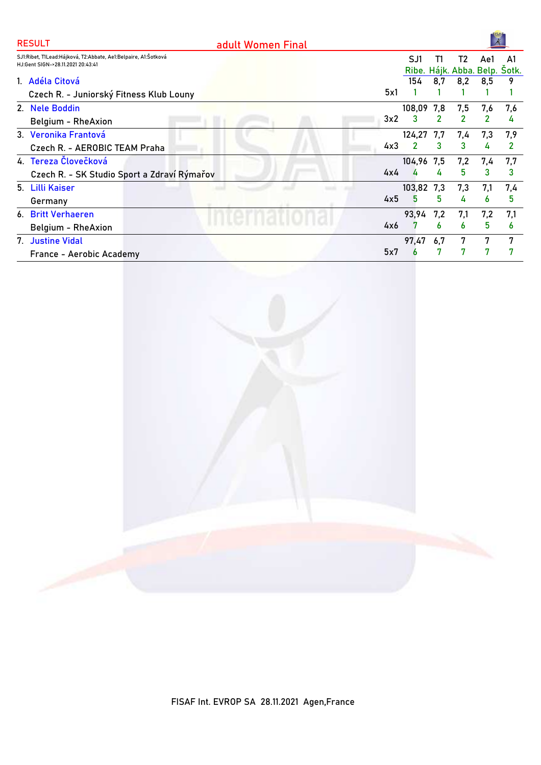RESULT

# adult Women Final

SJ1:Ribet, T1Lead:Hájková, T2:Abbate, Ae1:Belpaire, A1:Šotková
HJ:Gent SIGN->28.11.2021 20:43:41

| | | | SJ1 Ribe. | T1 Hájk. | T2 Abba. | Ae1 Belp. | A1 Šotk. |
|---|---|---|---|---|---|---|---|
| 1. | Adéla Citová<br>Czech R. - Juniorský Fitness Klub Louny | 5x1 | 154<br>1 | 8,7<br>1 | 8,2<br>1 | 8,5<br>1 | 9<br>1 |
| 2. | Nele Boddin<br>Belgium - RheAxion | 3x2 | 108,09<br>3 | 7,8<br>2 | 7,5<br>2 | 7,6<br>2 | 7,6<br>4 |
| 3. | Veronika Frantová<br>Czech R. - AEROBIC TEAM Praha | 4x3 | 124,27<br>2 | 7,7<br>3 | 7,4<br>3 | 7,3<br>4 | 7,9<br>2 |
| 4. | Tereza Človečková<br>Czech R. - SK Studio Sport a Zdraví Rýmařov | 4x4 | 104,96<br>4 | 7,5<br>4 | 7,2<br>5 | 7,4<br>3 | 7,7<br>3 |
| 5. | Lilli Kaiser<br>Germany | 4x5 | 103,82<br>5 | 7,3<br>5 | 7,3<br>4 | 7,1<br>6 | 7,4<br>5 |
| 6. | Britt Verhaeren<br>Belgium - RheAxion | 4x6 | 93,94<br>7 | 7,2<br>6 | 7,1<br>6 | 7,2<br>5 | 7,1<br>6 |
| 7. | Justine Vidal<br>France - Aerobic Academy | 5x7 | 97,47<br>6 | 6,7<br>7 | 7<br>7 | 7<br>7 | 7<br>7 |

FISAF Int. EVROP SA 28.11.2021 Agen,France